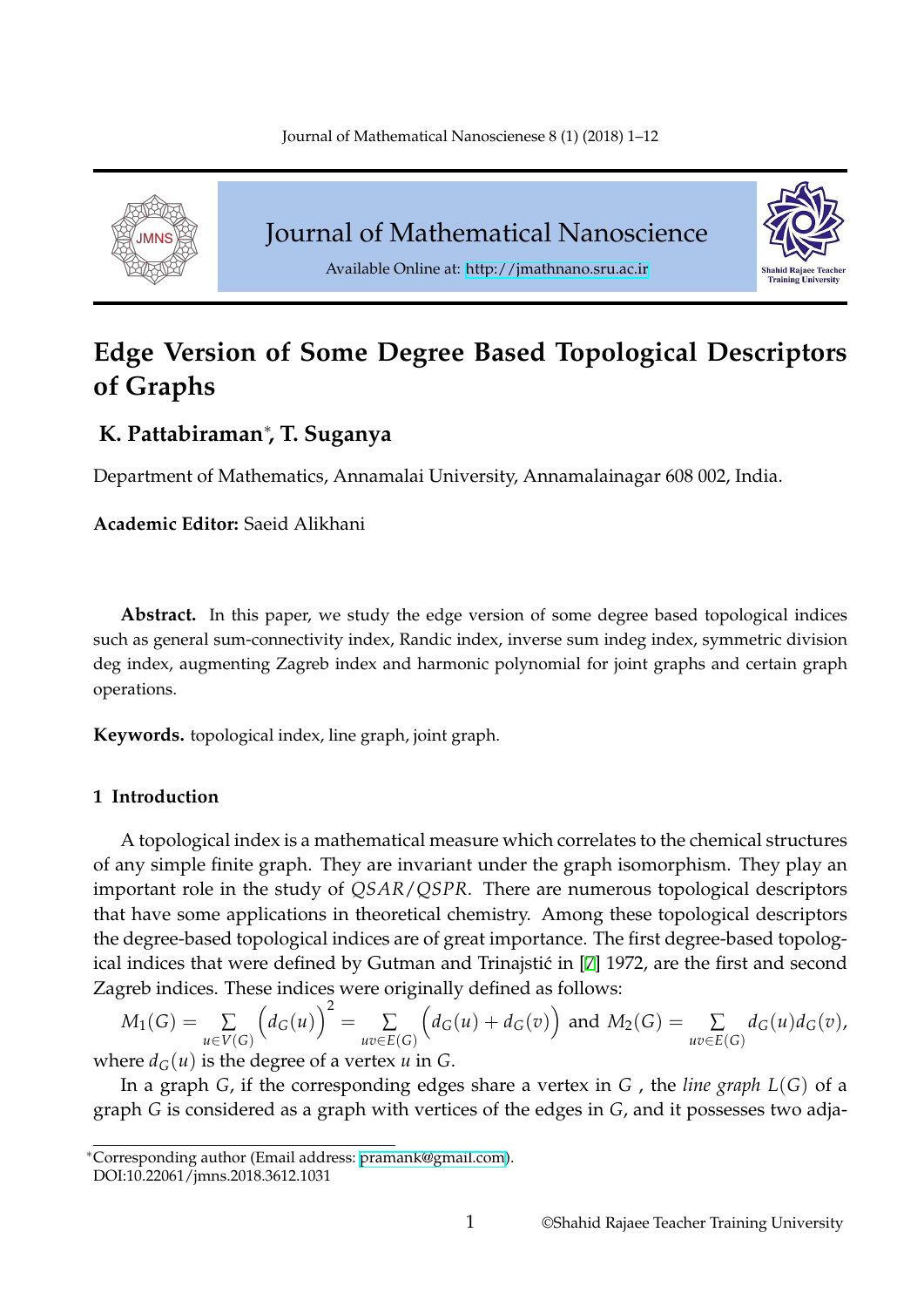# Edge Version of Some Degree Based Topological Descriptors of Graphs

**K. Pattabiraman*, T. Suganya**

Department of Mathematics, Annamalai University, Annamalainagar 608 002, India.

**Academic Editor:** Saeid Alikhani

**Abstract.** In this paper, we study the edge version of some degree based topological indices such as general sum-connectivity index, Randic index, inverse sum indeg index, symmetric division deg index, augmenting Zagreb index and harmonic polynomial for joint graphs and certain graph operations.

**Keywords.** topological index, line graph, joint graph.

## 1 Introduction

A topological index is a mathematical measure which correlates to the chemical structures of any simple finite graph. They are invariant under the graph isomorphism. They play an important role in the study of $QSAR/QSPR$. There are numerous topological descriptors that have some applications in theoretical chemistry. Among these topological descriptors the degree-based topological indices are of great importance. The first degree-based topological indices that were defined by Gutman and Trinajstić in [7] 1972, are the first and second Zagreb indices. These indices were originally defined as follows:

$$M_1(G) = \sum_{u \in V(G)} \Big(d_G(u)\Big)^2 = \sum_{uv \in E(G)} \Big(d_G(u) + d_G(v)\Big) \text{ and } M_2(G) = \sum_{uv \in E(G)} d_G(u)d_G(v),$$

where $d_G(u)$ is the degree of a vertex $u$ in $G$.

In a graph $G$, if the corresponding edges share a vertex in $G$ , the *line graph* $L(G)$ of a graph $G$ is considered as a graph with vertices of the edges in $G$, and it possesses two adja-

*Corresponding author (Email address: pramank@gmail.com).
DOI:10.22061/jmns.2018.3612.1031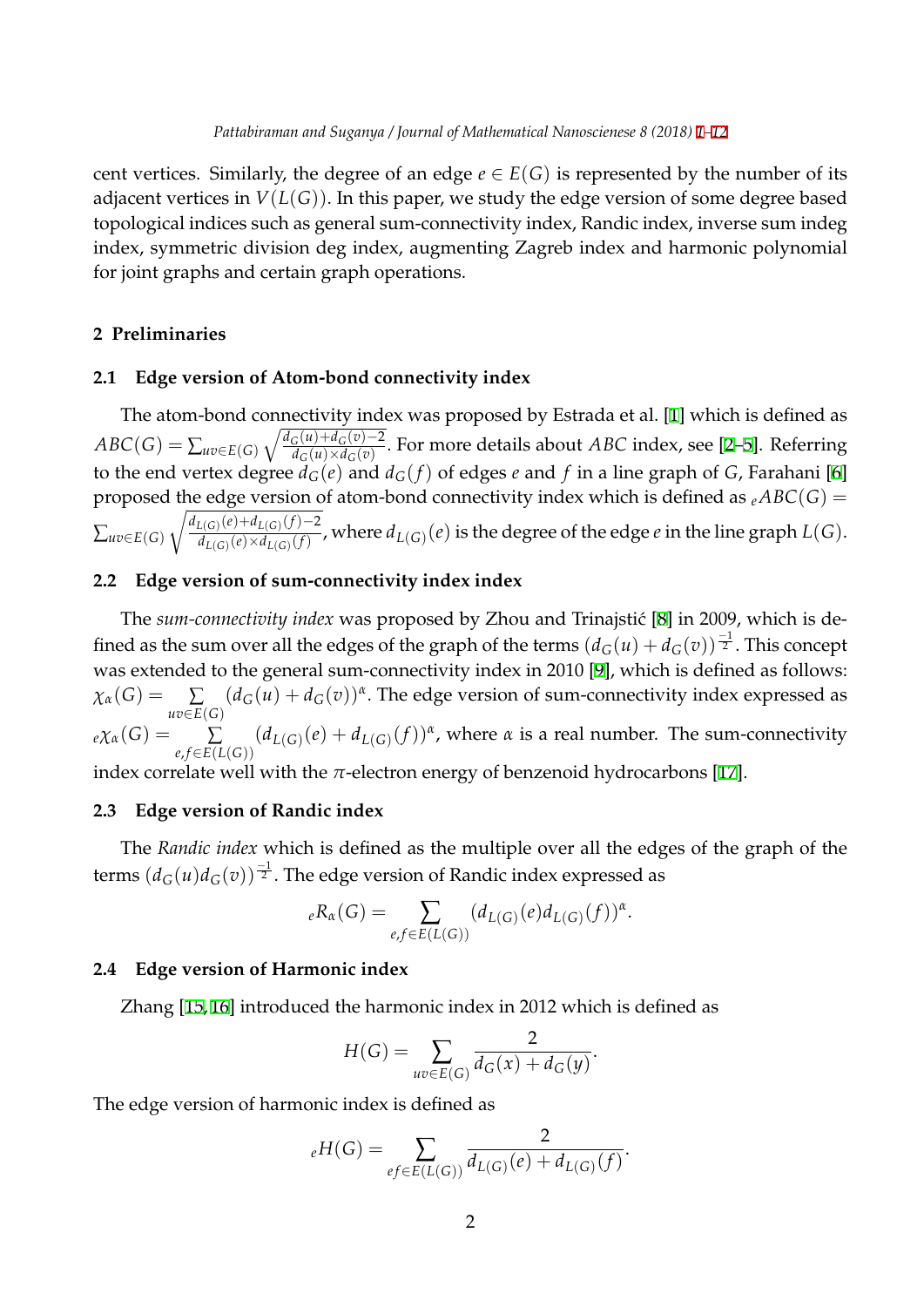cent vertices. Similarly, the degree of an edge $e \in E(G)$ is represented by the number of its adjacent vertices in $V(L(G))$. In this paper, we study the edge version of some degree based topological indices such as general sum-connectivity index, Randic index, inverse sum indeg index, symmetric division deg index, augmenting Zagreb index and harmonic polynomial for joint graphs and certain graph operations.

## 2 Preliminaries

### 2.1 Edge version of Atom-bond connectivity index

The atom-bond connectivity index was proposed by Estrada et al. [1] which is defined as $ABC(G) = \sum_{uv \in E(G)} \sqrt{\frac{d_G(u)+d_G(v)-2}{d_G(u) \times d_G(v)}}$. For more details about $ABC$ index, see [2–5]. Referring to the end vertex degree $d_G(e)$ and $d_G(f)$ of edges $e$ and $f$ in a line graph of $G$, Farahani [6] proposed the edge version of atom-bond connectivity index which is defined as ${}_eABC(G) = \sum_{uv \in E(G)} \sqrt{\frac{d_{L(G)}(e)+d_{L(G)}(f)-2}{d_{L(G)}(e) \times d_{L(G)}(f)}}$, where $d_{L(G)}(e)$ is the degree of the edge $e$ in the line graph $L(G)$.

### 2.2 Edge version of sum-connectivity index index

The *sum-connectivity index* was proposed by Zhou and Trinajstić [8] in 2009, which is defined as the sum over all the edges of the graph of the terms $(d_G(u) + d_G(v))^{\frac{-1}{2}}$. This concept was extended to the general sum-connectivity index in 2010 [9], which is defined as follows: $\chi_\alpha(G) = \sum\limits_{uv \in E(G)} (d_G(u) + d_G(v))^\alpha$. The edge version of sum-connectivity index expressed as ${}_e\chi_\alpha(G) = \sum\limits_{e,f \in E(L(G))} (d_{L(G)}(e) + d_{L(G)}(f))^\alpha$, where $\alpha$ is a real number. The sum-connectivity index correlate well with the $\pi$-electron energy of benzenoid hydrocarbons [17].

### 2.3 Edge version of Randic index

The *Randic index* which is defined as the multiple over all the edges of the graph of the terms $(d_G(u)d_G(v))^{\frac{-1}{2}}$. The edge version of Randic index expressed as

$$ {}_eR_\alpha(G) = \sum_{e,f \in E(L(G))} (d_{L(G)}(e)d_{L(G)}(f))^\alpha. $$

### 2.4 Edge version of Harmonic index

Zhang [15, 16] introduced the harmonic index in 2012 which is defined as

$$ H(G) = \sum_{uv \in E(G)} \frac{2}{d_G(x) + d_G(y)}. $$

The edge version of harmonic index is defined as

$$ {}_eH(G) = \sum_{ef \in E(L(G))} \frac{2}{d_{L(G)}(e) + d_{L(G)}(f)}. $$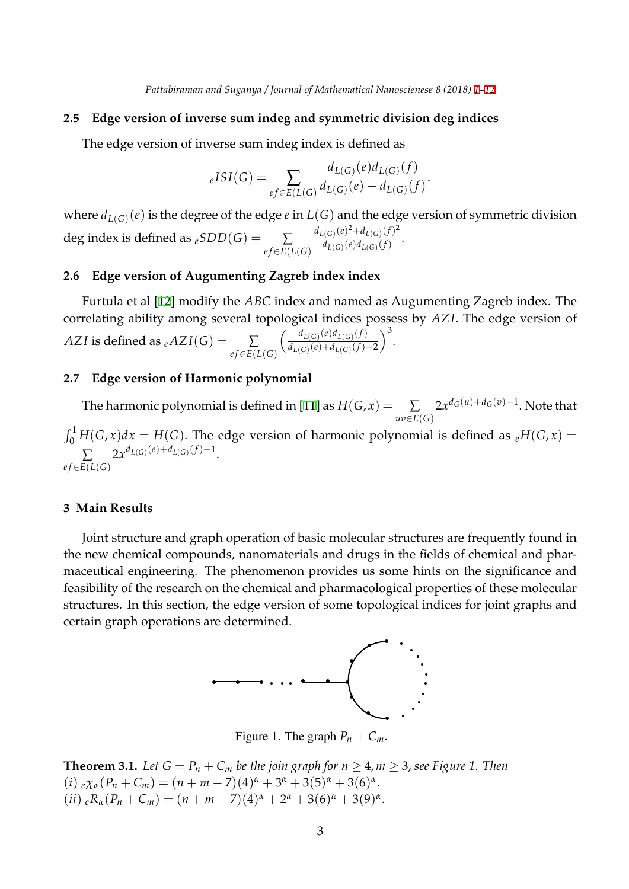### 2.5 Edge version of inverse sum indeg and symmetric division deg indices

The edge version of inverse sum indeg index is defined as

$$_{e}ISI(G) = \sum_{ef \in E(L(G)} \frac{d_{L(G)}(e)d_{L(G)}(f)}{d_{L(G)}(e) + d_{L(G)}(f)}.$$

where $d_{L(G)}(e)$ is the degree of the edge $e$ in $L(G)$ and the edge version of symmetric division deg index is defined as $_{e}SDD(G) = \sum\limits_{ef \in E(L(G)} \frac{d_{L(G)}(e)^2 + d_{L(G)}(f)^2}{d_{L(G)}(e)d_{L(G)}(f)}$.

### 2.6 Edge version of Augumenting Zagreb index index

Furtula et al [12] modify the $ABC$ index and named as Augumenting Zagreb index. The correlating ability among several topological indices possess by $AZI$. The edge version of $AZI$ is defined as $_{e}AZI(G) = \sum\limits_{ef \in E(L(G)} \left( \frac{d_{L(G)}(e)d_{L(G)}(f)}{d_{L(G)}(e) + d_{L(G)}(f) - 2} \right)^3$.

### 2.7 Edge version of Harmonic polynomial

The harmonic polynomial is defined in [11] as $H(G, x) = \sum\limits_{uv \in E(G)} 2x^{d_G(u) + d_G(v) - 1}$. Note that $\int_0^1 H(G, x)dx = H(G)$. The edge version of harmonic polynomial is defined as $_{e}H(G, x) = \sum\limits_{ef \in E(L(G)} 2x^{d_{L(G)}(e) + d_{L(G)}(f) - 1}$.

## 3 Main Results

Joint structure and graph operation of basic molecular structures are frequently found in the new chemical compounds, nanomaterials and drugs in the fields of chemical and pharmaceutical engineering. The phenomenon provides us some hints on the significance and feasibility of the research on the chemical and pharmacological properties of these molecular structures. In this section, the edge version of some topological indices for joint graphs and certain graph operations are determined.

Figure 1. The graph $P_n + C_m$.

**Theorem 3.1.** *Let $G = P_n + C_m$ be the join graph for $n \geq 4, m \geq 3$, see Figure 1. Then*
*(i)* $_{e}\chi_{\alpha}(P_n + C_m) = (n + m - 7)(4)^{\alpha} + 3^{\alpha} + 3(5)^{\alpha} + 3(6)^{\alpha}$.
*(ii)* $_{e}R_{\alpha}(P_n + C_m) = (n + m - 7)(4)^{\alpha} + 2^{\alpha} + 3(6)^{\alpha} + 3(9)^{\alpha}$.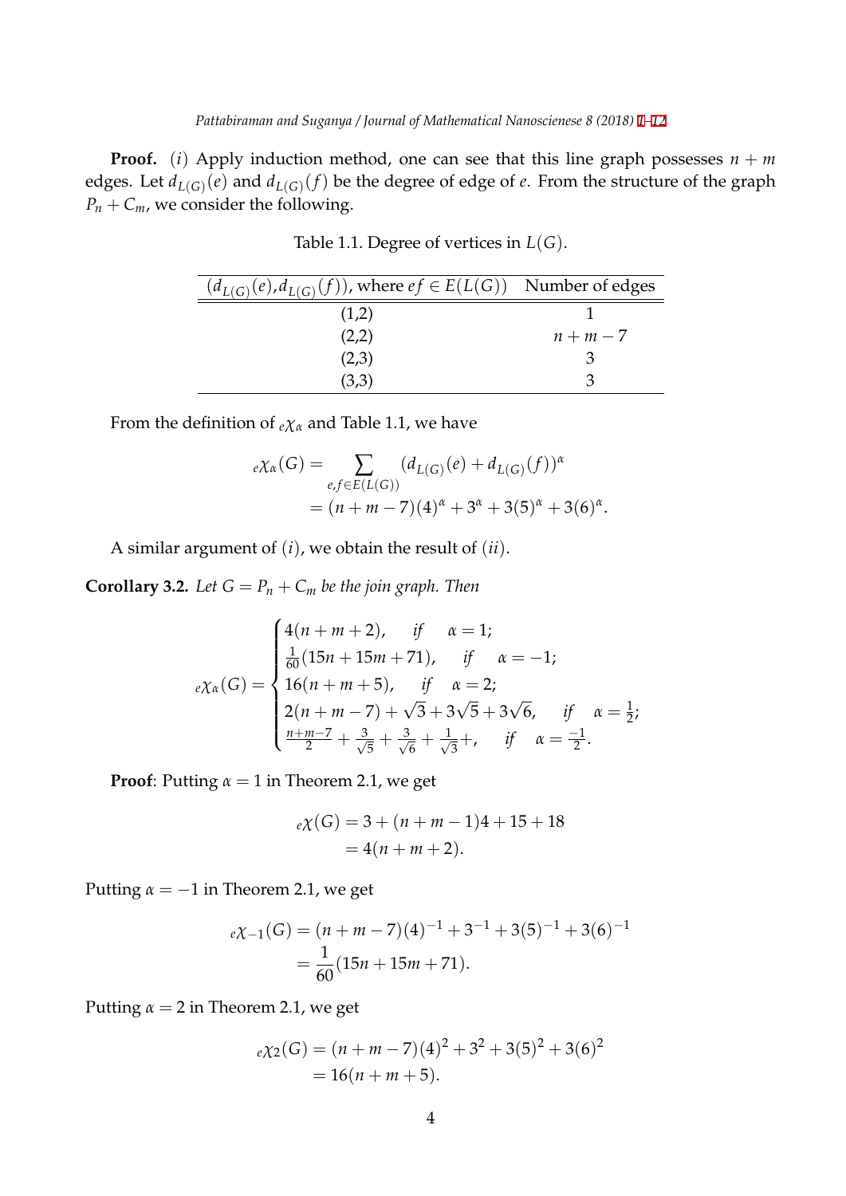**Proof.** $(i)$ Apply induction method, one can see that this line graph possesses $n+m$ edges. Let $d_{L(G)}(e)$ and $d_{L(G)}(f)$ be the degree of edge of $e$. From the structure of the graph $P_n + C_m$, we consider the following.

Table 1.1. Degree of vertices in $L(G)$.

| $(d_{L(G)}(e), d_{L(G)}(f))$, where $ef \in E(L(G))$ | Number of edges |
|---|---|
| (1,2) | 1 |
| (2,2) | $n+m-7$ |
| (2,3) | 3 |
| (3,3) | 3 |

From the definition of ${}_e\chi_\alpha$ and Table 1.1, we have

$$
\begin{aligned}
{}_e\chi_\alpha(G) &= \sum_{e,f \in E(L(G))} (d_{L(G)}(e) + d_{L(G)}(f))^\alpha \\
&= (n+m-7)(4)^\alpha + 3^\alpha + 3(5)^\alpha + 3(6)^\alpha.
\end{aligned}
$$

A similar argument of $(i)$, we obtain the result of $(ii)$.

**Corollary 3.2.** *Let $G = P_n + C_m$ be the join graph. Then*

$$
{}_e\chi_\alpha(G) = \begin{cases}
4(n+m+2), & \text{if} \quad \alpha = 1; \\
\frac{1}{60}(15n + 15m + 71), & \text{if} \quad \alpha = -1; \\
16(n+m+5), & \text{if} \quad \alpha = 2; \\
2(n+m-7) + \sqrt{3} + 3\sqrt{5} + 3\sqrt{6}, & \text{if} \quad \alpha = \frac{1}{2}; \\
\frac{n+m-7}{2} + \frac{3}{\sqrt{5}} + \frac{3}{\sqrt{6}} + \frac{1}{\sqrt{3}} +, & \text{if} \quad \alpha = \frac{-1}{2}.
\end{cases}
$$

**Proof**: Putting $\alpha = 1$ in Theorem 2.1, we get

$$
\begin{aligned}
{}_e\chi(G) &= 3 + (n+m-1)4 + 15 + 18 \\
&= 4(n+m+2).
\end{aligned}
$$

Putting $\alpha = -1$ in Theorem 2.1, we get

$$
\begin{aligned}
{}_e\chi_{-1}(G) &= (n+m-7)(4)^{-1} + 3^{-1} + 3(5)^{-1} + 3(6)^{-1} \\
&= \frac{1}{60}(15n + 15m + 71).
\end{aligned}
$$

Putting $\alpha = 2$ in Theorem 2.1, we get

$$
\begin{aligned}
{}_e\chi_2(G) &= (n+m-7)(4)^2 + 3^2 + 3(5)^2 + 3(6)^2 \\
&= 16(n+m+5).
\end{aligned}
$$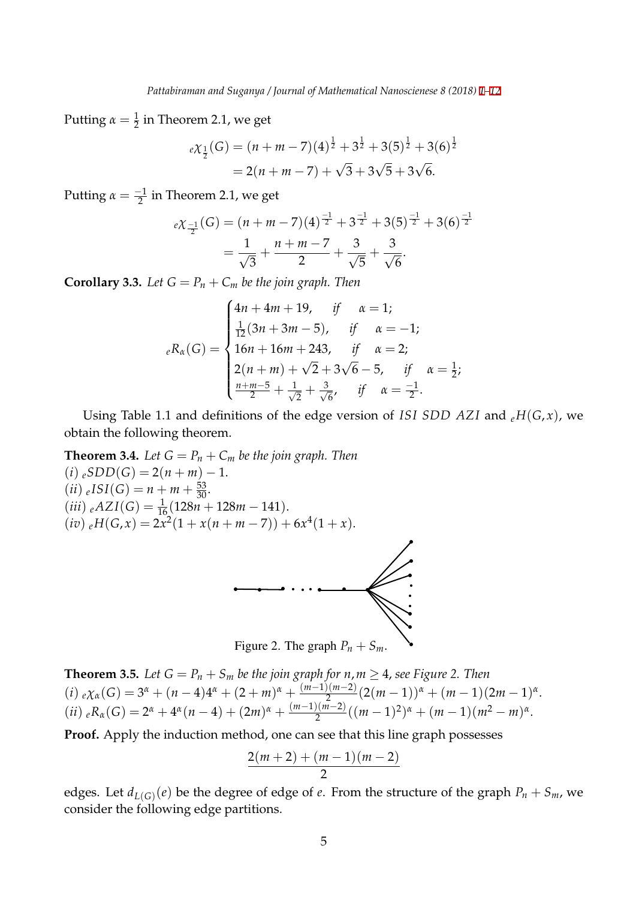Putting $\alpha = \frac{1}{2}$ in Theorem 2.1, we get

$$
\begin{aligned}
{}_{e}\chi_{\frac{1}{2}}(G) &= (n+m-7)(4)^{\frac{1}{2}} + 3^{\frac{1}{2}} + 3(5)^{\frac{1}{2}} + 3(6)^{\frac{1}{2}} \\
&= 2(n+m-7) + \sqrt{3} + 3\sqrt{5} + 3\sqrt{6}.
\end{aligned}
$$

Putting $\alpha = \frac{-1}{2}$ in Theorem 2.1, we get

$$
\begin{aligned}
{}_{e}\chi_{\frac{-1}{2}}(G) &= (n+m-7)(4)^{\frac{-1}{2}} + 3^{\frac{-1}{2}} + 3(5)^{\frac{-1}{2}} + 3(6)^{\frac{-1}{2}} \\
&= \frac{1}{\sqrt{3}} + \frac{n+m-7}{2} + \frac{3}{\sqrt{5}} + \frac{3}{\sqrt{6}}.
\end{aligned}
$$

**Corollary 3.3.** *Let $G = P_n + C_m$ be the join graph. Then*

$$
{}_{e}R_{\alpha}(G) = \begin{cases} 4n + 4m + 19, & \text{if} \quad \alpha = 1; \\ \frac{1}{12}(3n + 3m - 5), & \text{if} \quad \alpha = -1; \\ 16n + 16m + 243, & \text{if} \quad \alpha = 2; \\ 2(n+m) + \sqrt{2} + 3\sqrt{6} - 5, & \text{if} \quad \alpha = \frac{1}{2}; \\ \frac{n+m-5}{2} + \frac{1}{\sqrt{2}} + \frac{3}{\sqrt{6}}, & \text{if} \quad \alpha = \frac{-1}{2}. \end{cases}
$$

Using Table 1.1 and definitions of the edge version of $ISI$ $SDD$ $AZI$ and ${}_{e}H(G,x)$, we obtain the following theorem.

**Theorem 3.4.** *Let $G = P_n + C_m$ be the join graph. Then*
*(i)* ${}_{e}SDD(G) = 2(n+m) - 1$.
*(ii)* ${}_{e}ISI(G) = n + m + \frac{53}{30}$.
*(iii)* ${}_{e}AZI(G) = \frac{1}{16}(128n + 128m - 141)$.
*(iv)* ${}_{e}H(G,x) = 2x^2(1 + x(n+m-7)) + 6x^4(1+x)$.

Figure 2. The graph $P_n + S_m$.

**Theorem 3.5.** *Let $G = P_n + S_m$ be the join graph for $n, m \geq 4$, see Figure 2. Then*
*(i)* ${}_{e}\chi_{\alpha}(G) = 3^{\alpha} + (n-4)4^{\alpha} + (2+m)^{\alpha} + \frac{(m-1)(m-2)}{2}(2(m-1))^{\alpha} + (m-1)(2m-1)^{\alpha}$.
*(ii)* ${}_{e}R_{\alpha}(G) = 2^{\alpha} + 4^{\alpha}(n-4) + (2m)^{\alpha} + \frac{(m-1)(m-2)}{2}((m-1)^2)^{\alpha} + (m-1)(m^2-m)^{\alpha}$.

**Proof.** Apply the induction method, one can see that this line graph possesses

$$
\frac{2(m+2) + (m-1)(m-2)}{2}
$$

edges. Let $d_{L(G)}(e)$ be the degree of edge of $e$. From the structure of the graph $P_n + S_m$, we consider the following edge partitions.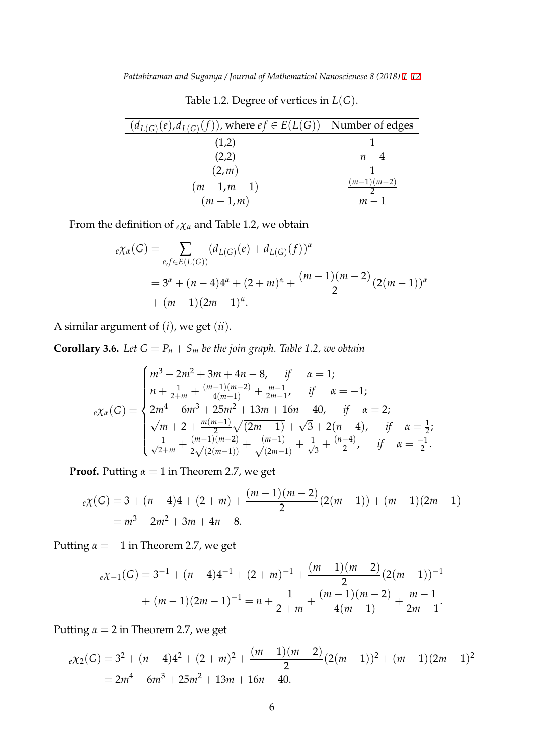Table 1.2. Degree of vertices in $L(G)$.

| $(d_{L(G)}(e), d_{L(G)}(f))$, where $ef \in E(L(G))$ | Number of edges |
|---|---|
| (1,2) | 1 |
| (2,2) | $n-4$ |
| $(2, m)$ | 1 |
| $(m-1, m-1)$ | $\frac{(m-1)(m-2)}{2}$ |
| $(m-1, m)$ | $m-1$ |

From the definition of ${}_e\chi_\alpha$ and Table 1.2, we obtain

$$
\begin{aligned}
{}_e\chi_\alpha(G) &= \sum_{e,f \in E(L(G))} (d_{L(G)}(e) + d_{L(G)}(f))^\alpha \\
&= 3^\alpha + (n-4)4^\alpha + (2+m)^\alpha + \frac{(m-1)(m-2)}{2}(2(m-1))^\alpha \\
&+ (m-1)(2m-1)^\alpha.
\end{aligned}
$$

A similar argument of $(i)$, we get $(ii)$.

**Corollary 3.6.** *Let $G = P_n + S_m$ be the join graph. Table 1.2, we obtain*

$$
{}_e\chi_\alpha(G) = \begin{cases}
m^3 - 2m^2 + 3m + 4n - 8, & \text{if} \quad \alpha = 1; \\
n + \frac{1}{2+m} + \frac{(m-1)(m-2)}{4(m-1)} + \frac{m-1}{2m-1}, & \text{if} \quad \alpha = -1; \\
2m^4 - 6m^3 + 25m^2 + 13m + 16n - 40, & \text{if} \quad \alpha = 2; \\
\sqrt{m+2} + \frac{m(m-1)}{2}\sqrt{(2m-1)} + \sqrt{3} + 2(n-4), & \text{if} \quad \alpha = \frac{1}{2}; \\
\frac{1}{\sqrt{2+m}} + \frac{(m-1)(m-2)}{2\sqrt{(2(m-1))}} + \frac{(m-1)}{\sqrt{(2m-1)}} + \frac{1}{\sqrt{3}} + \frac{(n-4)}{2}, & \text{if} \quad \alpha = \frac{-1}{2}.
\end{cases}
$$

**Proof.** Putting $\alpha = 1$ in Theorem 2.7, we get

$$
\begin{aligned}
{}_e\chi(G) &= 3 + (n-4)4 + (2+m) + \frac{(m-1)(m-2)}{2}(2(m-1)) + (m-1)(2m-1) \\
&= m^3 - 2m^2 + 3m + 4n - 8.
\end{aligned}
$$

Putting $\alpha = -1$ in Theorem 2.7, we get

$$
\begin{aligned}
{}_e\chi_{-1}(G) &= 3^{-1} + (n-4)4^{-1} + (2+m)^{-1} + \frac{(m-1)(m-2)}{2}(2(m-1))^{-1} \\
&+ (m-1)(2m-1)^{-1} = n + \frac{1}{2+m} + \frac{(m-1)(m-2)}{4(m-1)} + \frac{m-1}{2m-1}.
\end{aligned}
$$

Putting $\alpha = 2$ in Theorem 2.7, we get

$$
\begin{aligned}
{}_e\chi_2(G) &= 3^2 + (n-4)4^2 + (2+m)^2 + \frac{(m-1)(m-2)}{2}(2(m-1))^2 + (m-1)(2m-1)^2 \\
&= 2m^4 - 6m^3 + 25m^2 + 13m + 16n - 40.
\end{aligned}
$$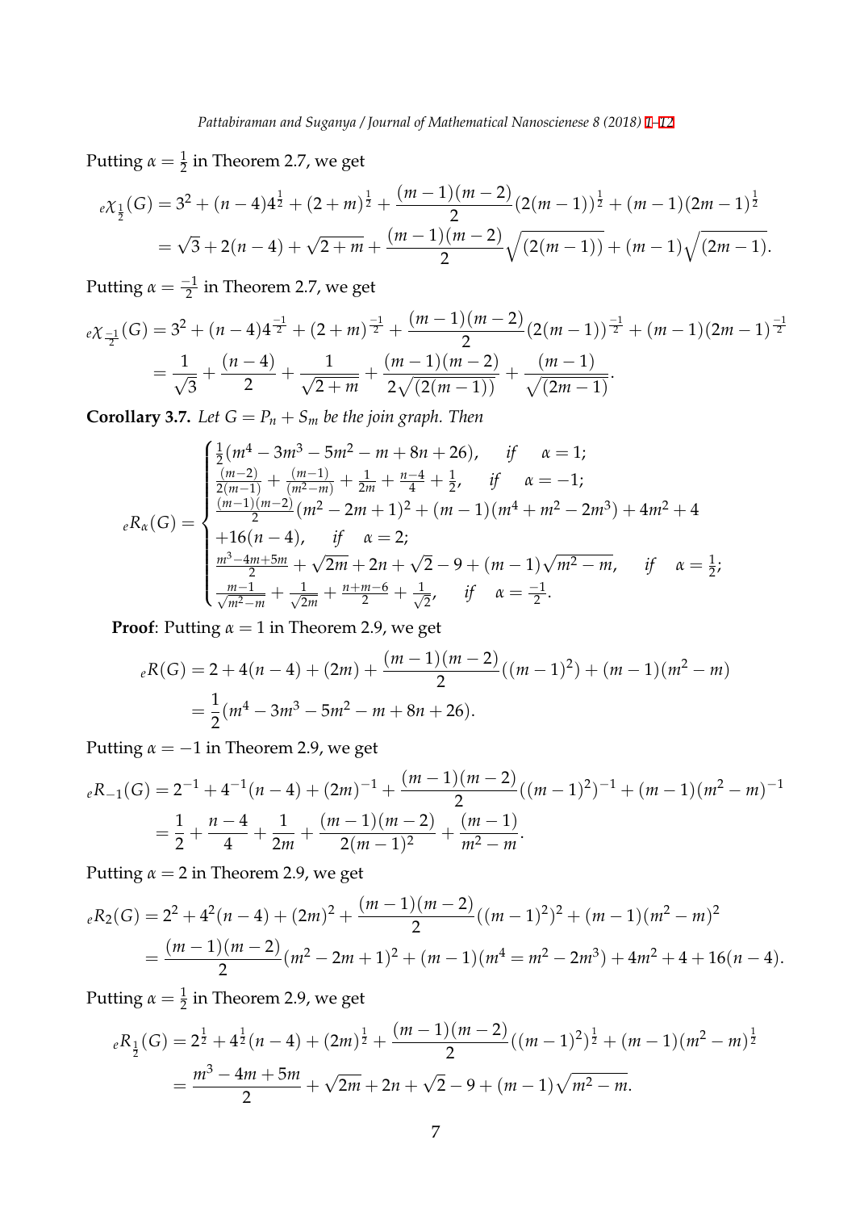Putting $\alpha = \frac{1}{2}$ in Theorem 2.7, we get

$$
\begin{aligned}
{}_e\chi_{\frac{1}{2}}(G) &= 3^2 + (n-4)4^{\frac{1}{2}} + (2+m)^{\frac{1}{2}} + \frac{(m-1)(m-2)}{2}(2(m-1))^{\frac{1}{2}} + (m-1)(2m-1)^{\frac{1}{2}} \\
&= \sqrt{3} + 2(n-4) + \sqrt{2+m} + \frac{(m-1)(m-2)}{2}\sqrt{(2(m-1))} + (m-1)\sqrt{(2m-1)}.
\end{aligned}
$$

Putting $\alpha = \frac{-1}{2}$ in Theorem 2.7, we get

$$
\begin{aligned}
{}_e\chi_{\frac{-1}{2}}(G) &= 3^2 + (n-4)4^{\frac{-1}{2}} + (2+m)^{\frac{-1}{2}} + \frac{(m-1)(m-2)}{2}(2(m-1))^{\frac{-1}{2}} + (m-1)(2m-1)^{\frac{-1}{2}} \\
&= \frac{1}{\sqrt{3}} + \frac{(n-4)}{2} + \frac{1}{\sqrt{2+m}} + \frac{(m-1)(m-2)}{2\sqrt{(2(m-1))}} + \frac{(m-1)}{\sqrt{(2m-1)}}.
\end{aligned}
$$

**Corollary 3.7.** *Let $G = P_n + S_m$ be the join graph. Then*

$$
{}_eR_\alpha(G) = \begin{cases}
\frac{1}{2}(m^4 - 3m^3 - 5m^2 - m + 8n + 26), & if \quad \alpha = 1; \\
\frac{(m-2)}{2(m-1)} + \frac{(m-1)}{(m^2-m)} + \frac{1}{2m} + \frac{n-4}{4} + \frac{1}{2}, & if \quad \alpha = -1; \\
\frac{(m-1)(m-2)}{2}(m^2 - 2m + 1)^2 + (m-1)(m^4 + m^2 - 2m^3) + 4m^2 + 4 & \\
+16(n-4), & if \quad \alpha = 2; \\
\frac{m^3 - 4m + 5m}{2} + \sqrt{2m} + 2n + \sqrt{2} - 9 + (m-1)\sqrt{m^2 - m}, & if \quad \alpha = \frac{1}{2}; \\
\frac{m-1}{\sqrt{m^2-m}} + \frac{1}{\sqrt{2m}} + \frac{n+m-6}{2} + \frac{1}{\sqrt{2}}, & if \quad \alpha = \frac{-1}{2}.
\end{cases}
$$

**Proof**: Putting $\alpha = 1$ in Theorem 2.9, we get

$$
\begin{aligned}
{}_eR(G) &= 2 + 4(n-4) + (2m) + \frac{(m-1)(m-2)}{2}((m-1)^2) + (m-1)(m^2 - m) \\
&= \frac{1}{2}(m^4 - 3m^3 - 5m^2 - m + 8n + 26).
\end{aligned}
$$

Putting $\alpha = -1$ in Theorem 2.9, we get

$$
\begin{aligned}
{}_eR_{-1}(G) &= 2^{-1} + 4^{-1}(n-4) + (2m)^{-1} + \frac{(m-1)(m-2)}{2}((m-1)^2)^{-1} + (m-1)(m^2 - m)^{-1} \\
&= \frac{1}{2} + \frac{n-4}{4} + \frac{1}{2m} + \frac{(m-1)(m-2)}{2(m-1)^2} + \frac{(m-1)}{m^2 - m}.
\end{aligned}
$$

Putting $\alpha = 2$ in Theorem 2.9, we get

$$
\begin{aligned}
{}_eR_2(G) &= 2^2 + 4^2(n-4) + (2m)^2 + \frac{(m-1)(m-2)}{2}((m-1)^2)^2 + (m-1)(m^2 - m)^2 \\
&= \frac{(m-1)(m-2)}{2}(m^2 - 2m + 1)^2 + (m-1)(m^4 = m^2 - 2m^3) + 4m^2 + 4 + 16(n-4).
\end{aligned}
$$

Putting $\alpha = \frac{1}{2}$ in Theorem 2.9, we get

$$
\begin{aligned}
{}_eR_{\frac{1}{2}}(G) &= 2^{\frac{1}{2}} + 4^{\frac{1}{2}}(n-4) + (2m)^{\frac{1}{2}} + \frac{(m-1)(m-2)}{2}((m-1)^2)^{\frac{1}{2}} + (m-1)(m^2 - m)^{\frac{1}{2}} \\
&= \frac{m^3 - 4m + 5m}{2} + \sqrt{2m} + 2n + \sqrt{2} - 9 + (m-1)\sqrt{m^2 - m}.
\end{aligned}
$$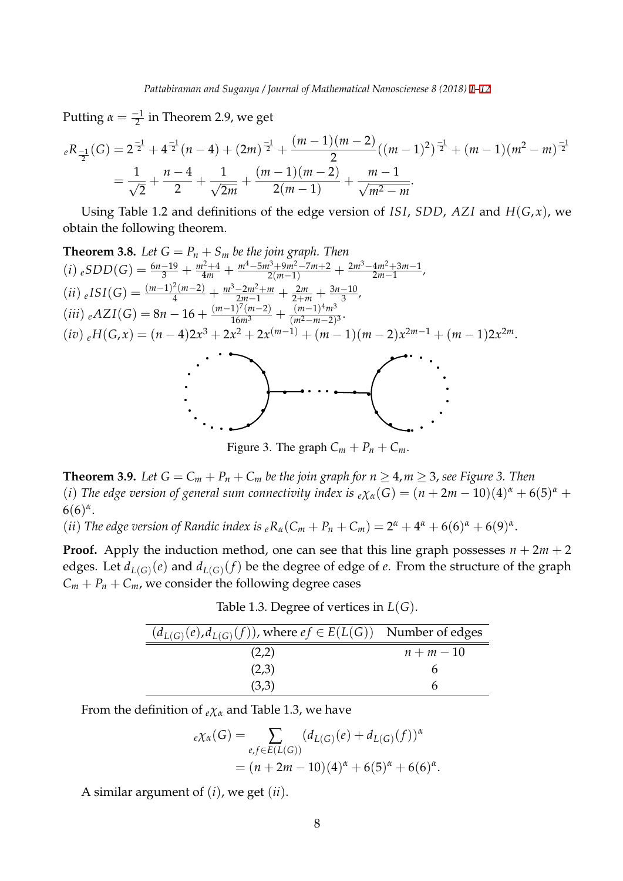Putting $\alpha = \frac{-1}{2}$ in Theorem 2.9, we get

$$
\begin{aligned}
{}_eR_{\frac{-1}{2}}(G) &= 2^{\frac{-1}{2}} + 4^{\frac{-1}{2}}(n-4) + (2m)^{\frac{-1}{2}} + \frac{(m-1)(m-2)}{2}((m-1)^2)^{\frac{-1}{2}} + (m-1)(m^2-m)^{\frac{-1}{2}} \\
&= \frac{1}{\sqrt{2}} + \frac{n-4}{2} + \frac{1}{\sqrt{2m}} + \frac{(m-1)(m-2)}{2(m-1)} + \frac{m-1}{\sqrt{m^2-m}}.
\end{aligned}
$$

Using Table 1.2 and definitions of the edge version of $ISI$, $SDD$, $AZI$ and $H(G,x)$, we obtain the following theorem.

**Theorem 3.8.** *Let $G = P_n + S_m$ be the join graph. Then*
$(i)$ ${}_eSDD(G) = \frac{6n-19}{3} + \frac{m^2+4}{4m} + \frac{m^4-5m^3+9m^2-7m+2}{2(m-1)} + \frac{2m^3-4m^2+3m-1}{2m-1}$,
$(ii)$ ${}_eISI(G) = \frac{(m-1)^2(m-2)}{4} + \frac{m^3-2m^2+m}{2m-1} + \frac{2m}{2+m} + \frac{3n-10}{3}$,
$(iii)$ ${}_eAZI(G) = 8n - 16 + \frac{(m-1)^7(m-2)}{16m^3} + \frac{(m-1)^4m^3}{(m^2-m-2)^3}$.
$(iv)$ ${}_eH(G,x) = (n-4)2x^3 + 2x^2 + 2x^{(m-1)} + (m-1)(m-2)x^{2m-1} + (m-1)2x^{2m}$.

Figure 3. The graph $C_m + P_n + C_m$.

**Theorem 3.9.** *Let $G = C_m + P_n + C_m$ be the join graph for $n \geq 4, m \geq 3$, see Figure 3. Then*
$(i)$ *The edge version of general sum connectivity index is* ${}_e\chi_\alpha(G) = (n+2m-10)(4)^\alpha + 6(5)^\alpha + 6(6)^\alpha$.
$(ii)$ *The edge version of Randic index is* ${}_eR_\alpha(C_m + P_n + C_m) = 2^\alpha + 4^\alpha + 6(6)^\alpha + 6(9)^\alpha$.

**Proof.** Apply the induction method, one can see that this line graph possesses $n + 2m + 2$ edges. Let $d_{L(G)}(e)$ and $d_{L(G)}(f)$ be the degree of edge of $e$. From the structure of the graph $C_m + P_n + C_m$, we consider the following degree cases

Table 1.3. Degree of vertices in $L(G)$.

| $(d_{L(G)}(e), d_{L(G)}(f))$, where $ef \in E(L(G))$ | Number of edges |
|---|---|
| (2,2) | $n + m - 10$ |
| (2,3) | 6 |
| (3,3) | 6 |

From the definition of ${}_e\chi_\alpha$ and Table 1.3, we have

$$
\begin{aligned}
{}_e\chi_\alpha(G) &= \sum_{e,f \in E(L(G))} (d_{L(G)}(e) + d_{L(G)}(f))^\alpha \\
&= (n+2m-10)(4)^\alpha + 6(5)^\alpha + 6(6)^\alpha.
\end{aligned}
$$

A similar argument of $(i)$, we get $(ii)$.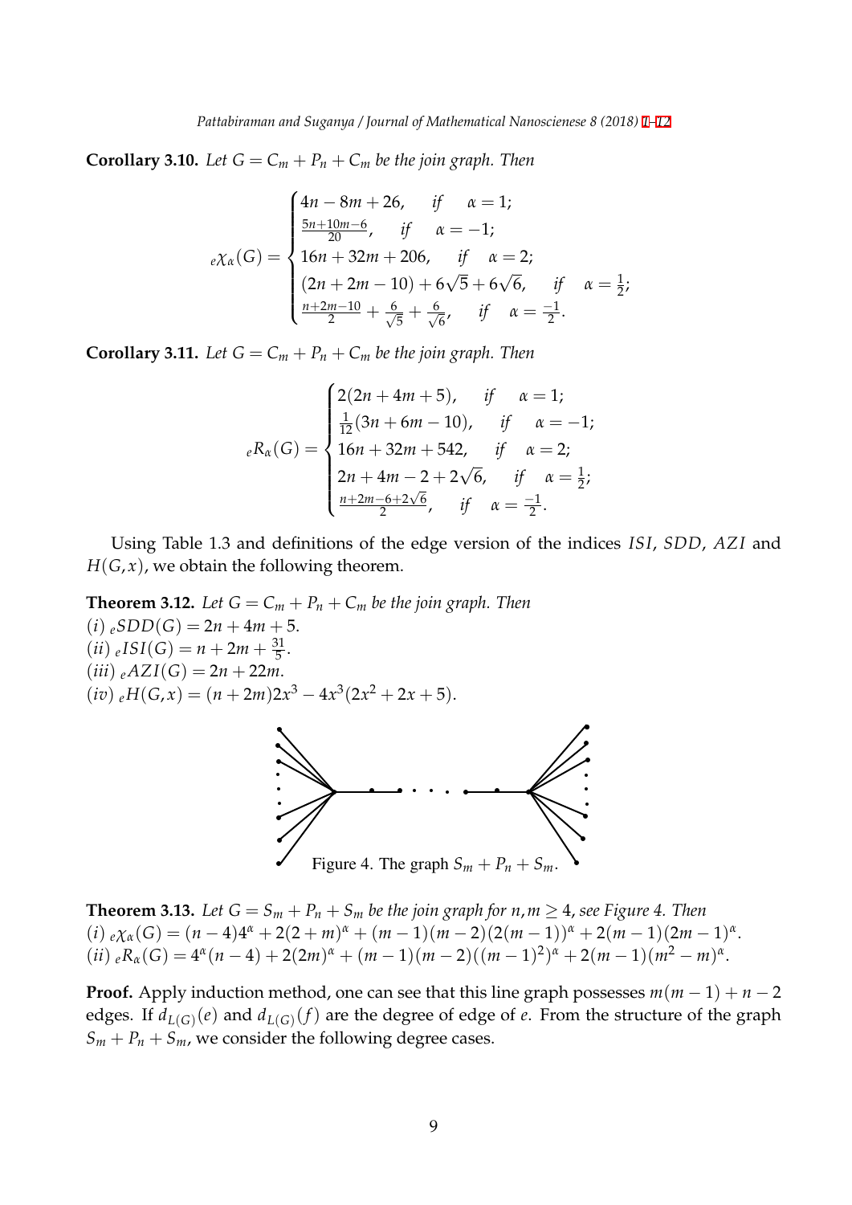**Corollary 3.10.** *Let $G = C_m + P_n + C_m$ be the join graph. Then*

$$
{}_e\chi_\alpha(G) = \begin{cases} 4n - 8m + 26, & \text{if} \quad \alpha = 1; \\ \frac{5n+10m-6}{20}, & \text{if} \quad \alpha = -1; \\ 16n + 32m + 206, & \text{if} \quad \alpha = 2; \\ (2n + 2m - 10) + 6\sqrt{5} + 6\sqrt{6}, & \text{if} \quad \alpha = \frac{1}{2}; \\ \frac{n+2m-10}{2} + \frac{6}{\sqrt{5}} + \frac{6}{\sqrt{6}}, & \text{if} \quad \alpha = \frac{-1}{2}. \end{cases}
$$

**Corollary 3.11.** *Let $G = C_m + P_n + C_m$ be the join graph. Then*

$$
{}_eR_\alpha(G) = \begin{cases} 2(2n + 4m + 5), & \text{if} \quad \alpha = 1; \\ \frac{1}{12}(3n + 6m - 10), & \text{if} \quad \alpha = -1; \\ 16n + 32m + 542, & \text{if} \quad \alpha = 2; \\ 2n + 4m - 2 + 2\sqrt{6}, & \text{if} \quad \alpha = \frac{1}{2}; \\ \frac{n+2m-6+2\sqrt{6}}{2}, & \text{if} \quad \alpha = \frac{-1}{2}. \end{cases}
$$

Using Table 1.3 and definitions of the edge version of the indices $ISI$, $SDD$, $AZI$ and $H(G,x)$, we obtain the following theorem.

**Theorem 3.12.** *Let $G = C_m + P_n + C_m$ be the join graph. Then*
$(i)$ ${}_eSDD(G) = 2n + 4m + 5$.
$(ii)$ ${}_eISI(G) = n + 2m + \frac{31}{5}$.
$(iii)$ ${}_eAZI(G) = 2n + 22m$.
$(iv)$ ${}_eH(G,x) = (n + 2m)2x^3 - 4x^3(2x^2 + 2x + 5)$.

Figure 4. The graph $S_m + P_n + S_m$.

**Theorem 3.13.** *Let $G = S_m + P_n + S_m$ be the join graph for $n, m \geq 4$, see Figure 4. Then*
$(i)$ ${}_e\chi_\alpha(G) = (n-4)4^\alpha + 2(2+m)^\alpha + (m-1)(m-2)(2(m-1))^\alpha + 2(m-1)(2m-1)^\alpha$.
$(ii)$ ${}_eR_\alpha(G) = 4^\alpha(n-4) + 2(2m)^\alpha + (m-1)(m-2)((m-1)^2)^\alpha + 2(m-1)(m^2-m)^\alpha$.

**Proof.** Apply induction method, one can see that this line graph possesses $m(m-1) + n - 2$ edges. If $d_{L(G)}(e)$ and $d_{L(G)}(f)$ are the degree of edge of $e$. From the structure of the graph $S_m + P_n + S_m$, we consider the following degree cases.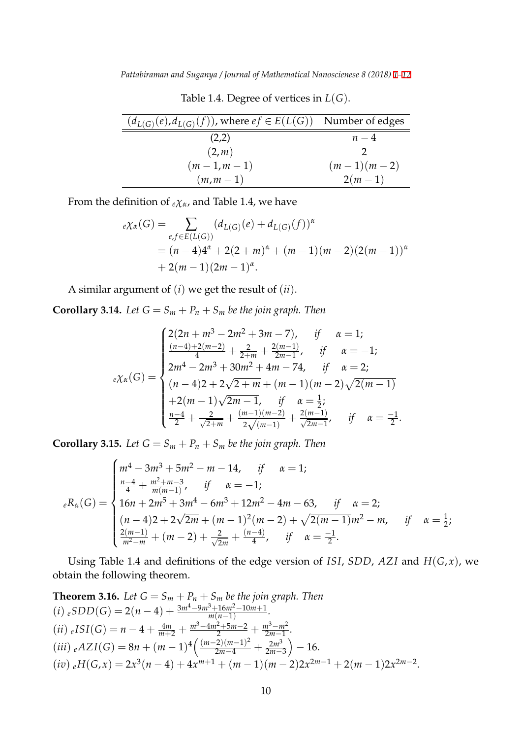Table 1.4. Degree of vertices in $L(G)$.

| $(d_{L(G)}(e), d_{L(G)}(f))$, where $ef \in E(L(G))$ | Number of edges |
|---|---|
| (2,2) | $n-4$ |
| $(2,m)$ | 2 |
| $(m-1, m-1)$ | $(m-1)(m-2)$ |
| $(m, m-1)$ | $2(m-1)$ |

From the definition of ${}_e\chi_\alpha$, and Table 1.4, we have

$$
\begin{aligned}
{}_e\chi_\alpha(G) &= \sum_{e,f \in E(L(G))} (d_{L(G)}(e) + d_{L(G)}(f))^\alpha \\
&= (n-4)4^\alpha + 2(2+m)^\alpha + (m-1)(m-2)(2(m-1))^\alpha \\
&+ 2(m-1)(2m-1)^\alpha.
\end{aligned}
$$

A similar argument of $(i)$ we get the result of $(ii)$.

**Corollary 3.14.** *Let $G = S_m + P_n + S_m$ be the join graph. Then*

$$
{}_e\chi_\alpha(G) = \begin{cases}
2(2n + m^3 - 2m^2 + 3m - 7), & \text{if} \quad \alpha = 1; \\
\frac{(n-4)+2(m-2)}{4} + \frac{2}{2+m} + \frac{2(m-1)}{2m-1}, & \text{if} \quad \alpha = -1; \\
2m^4 - 2m^3 + 30m^2 + 4m - 74, & \text{if} \quad \alpha = 2; \\
(n-4)2 + 2\sqrt{2+m} + (m-1)(m-2)\sqrt{2(m-1)} & \\
+2(m-1)\sqrt{2m-1}, & \text{if} \quad \alpha = \frac{1}{2}; \\
\frac{n-4}{2} + \frac{2}{\sqrt{2+m}} + \frac{(m-1)(m-2)}{2\sqrt{(m-1)}} + \frac{2(m-1)}{\sqrt{2m-1}}, & \text{if} \quad \alpha = \frac{-1}{2}.
\end{cases}
$$

**Corollary 3.15.** *Let $G = S_m + P_n + S_m$ be the join graph. Then*

$$
{}_eR_\alpha(G) = \begin{cases}
m^4 - 3m^3 + 5m^2 - m - 14, & \text{if} \quad \alpha = 1; \\
\frac{n-4}{4} + \frac{m^2+m-3}{m(m-1)}, & \text{if} \quad \alpha = -1; \\
16n + 2m^5 + 3m^4 - 6m^3 + 12m^2 - 4m - 63, & \text{if} \quad \alpha = 2; \\
(n-4)2 + 2\sqrt{2m} + (m-1)^2(m-2) + \sqrt{2(m-1)}m^2 - m, & \text{if} \quad \alpha = \frac{1}{2}; \\
\frac{2(m-1)}{m^2-m} + (m-2) + \frac{2}{\sqrt{2m}} + \frac{(n-4)}{4}, & \text{if} \quad \alpha = \frac{-1}{2}.
\end{cases}
$$

Using Table 1.4 and definitions of the edge version of $ISI$, $SDD$, $AZI$ and $H(G,x)$, we obtain the following theorem.

**Theorem 3.16.** *Let $G = S_m + P_n + S_m$ be the join graph. Then*
$(i)$ ${}_eSDD(G) = 2(n-4) + \frac{3m^4 - 9m^3 + 16m^2 - 10m + 1}{m(n-1)}$.
$(ii)$ ${}_eISI(G) = n - 4 + \frac{4m}{m+2} + \frac{m^3 - 4m^2 + 5m - 2}{2} + \frac{m^3 - m^2}{2m-1}$.
$(iii)$ ${}_eAZI(G) = 8n + (m-1)^4\left(\frac{(m-2)(m-1)^2}{2m-4} + \frac{2m^3}{2m-3}\right) - 16$.
$(iv)$ ${}_eH(G,x) = 2x^3(n-4) + 4x^{m+1} + (m-1)(m-2)2x^{2m-1} + 2(m-1)2x^{2m-2}$.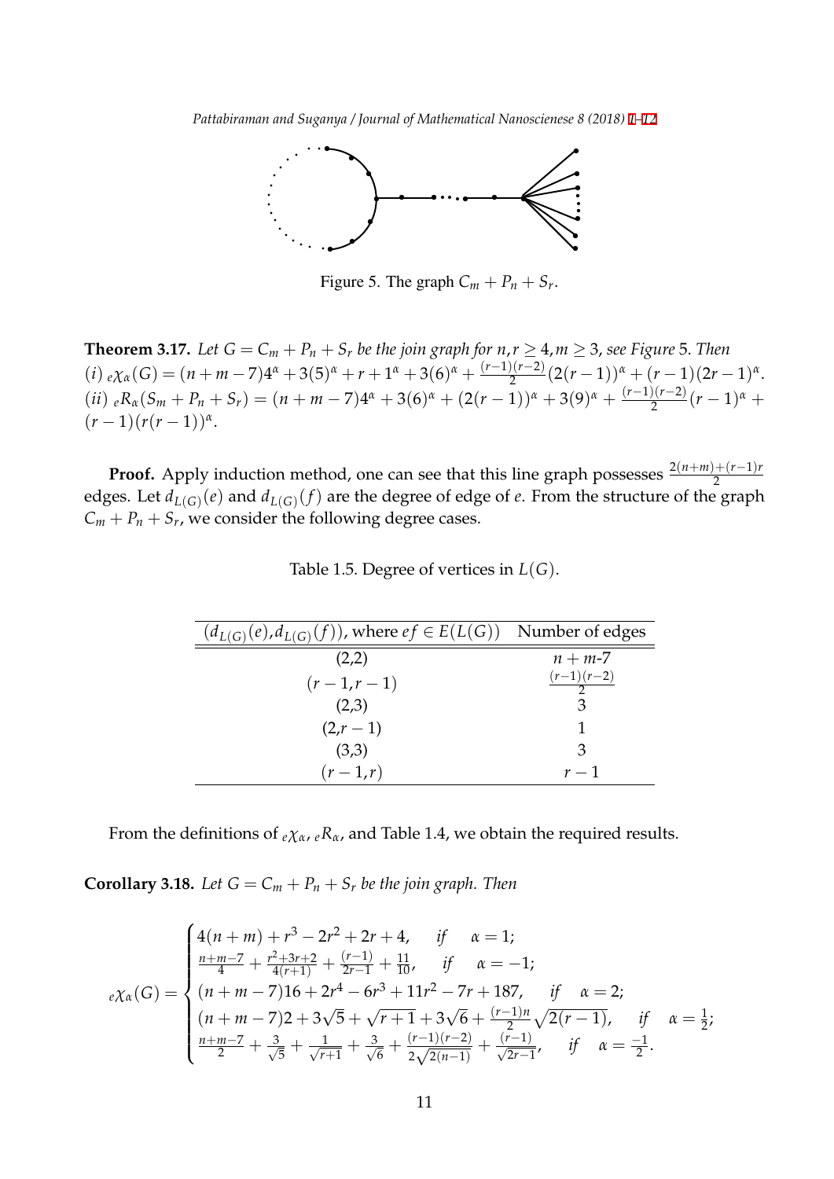Figure 5. The graph $C_m + P_n + S_r$.

**Theorem 3.17.** *Let $G = C_m + P_n + S_r$ be the join graph for $n, r \geq 4, m \geq 3$, see Figure 5. Then*
$(i)$ ${}_e\chi_\alpha(G) = (n+m-7)4^\alpha + 3(5)^\alpha + r + 1^\alpha + 3(6)^\alpha + \frac{(r-1)(r-2)}{2}(2(r-1))^\alpha + (r-1)(2r-1)^\alpha$.
$(ii)$ ${}_eR_\alpha(S_m + P_n + S_r) = (n+m-7)4^\alpha + 3(6)^\alpha + (2(r-1))^\alpha + 3(9)^\alpha + \frac{(r-1)(r-2)}{2}(r-1)^\alpha + (r-1)(r(r-1))^\alpha$.

**Proof.** Apply induction method, one can see that this line graph possesses $\frac{2(n+m)+(r-1)r}{2}$ edges. Let $d_{L(G)}(e)$ and $d_{L(G)}(f)$ are the degree of edge of $e$. From the structure of the graph $C_m + P_n + S_r$, we consider the following degree cases.

Table 1.5. Degree of vertices in $L(G)$.

| $(d_{L(G)}(e), d_{L(G)}(f))$, where $ef \in E(L(G))$ | Number of edges |
|---|---|
| (2,2) | $n+m$-7 |
| $(r-1, r-1)$ | $\frac{(r-1)(r-2)}{2}$ |
| (2,3) | 3 |
| $(2, r-1)$ | 1 |
| (3,3) | 3 |
| $(r-1, r)$ | $r-1$ |

From the definitions of ${}_e\chi_\alpha$, ${}_eR_\alpha$, and Table 1.4, we obtain the required results.

**Corollary 3.18.** *Let $G = C_m + P_n + S_r$ be the join graph. Then*

$$
{}_e\chi_\alpha(G) = \begin{cases} 4(n+m) + r^3 - 2r^2 + 2r + 4, & \text{if} \quad \alpha = 1; \\ \frac{n+m-7}{4} + \frac{r^2+3r+2}{4(r+1)} + \frac{(r-1)}{2r-1} + \frac{11}{10}, & \text{if} \quad \alpha = -1; \\ (n+m-7)16 + 2r^4 - 6r^3 + 11r^2 - 7r + 187, & \text{if} \quad \alpha = 2; \\ (n+m-7)2 + 3\sqrt{5} + \sqrt{r+1} + 3\sqrt{6} + \frac{(r-1)n}{2}\sqrt{2(r-1)}, & \text{if} \quad \alpha = \frac{1}{2}; \\ \frac{n+m-7}{2} + \frac{3}{\sqrt{5}} + \frac{1}{\sqrt{r+1}} + \frac{3}{\sqrt{6}} + \frac{(r-1)(r-2)}{2\sqrt{2(n-1)}} + \frac{(r-1)}{\sqrt{2r-1}}, & \text{if} \quad \alpha = \frac{-1}{2}. \end{cases}
$$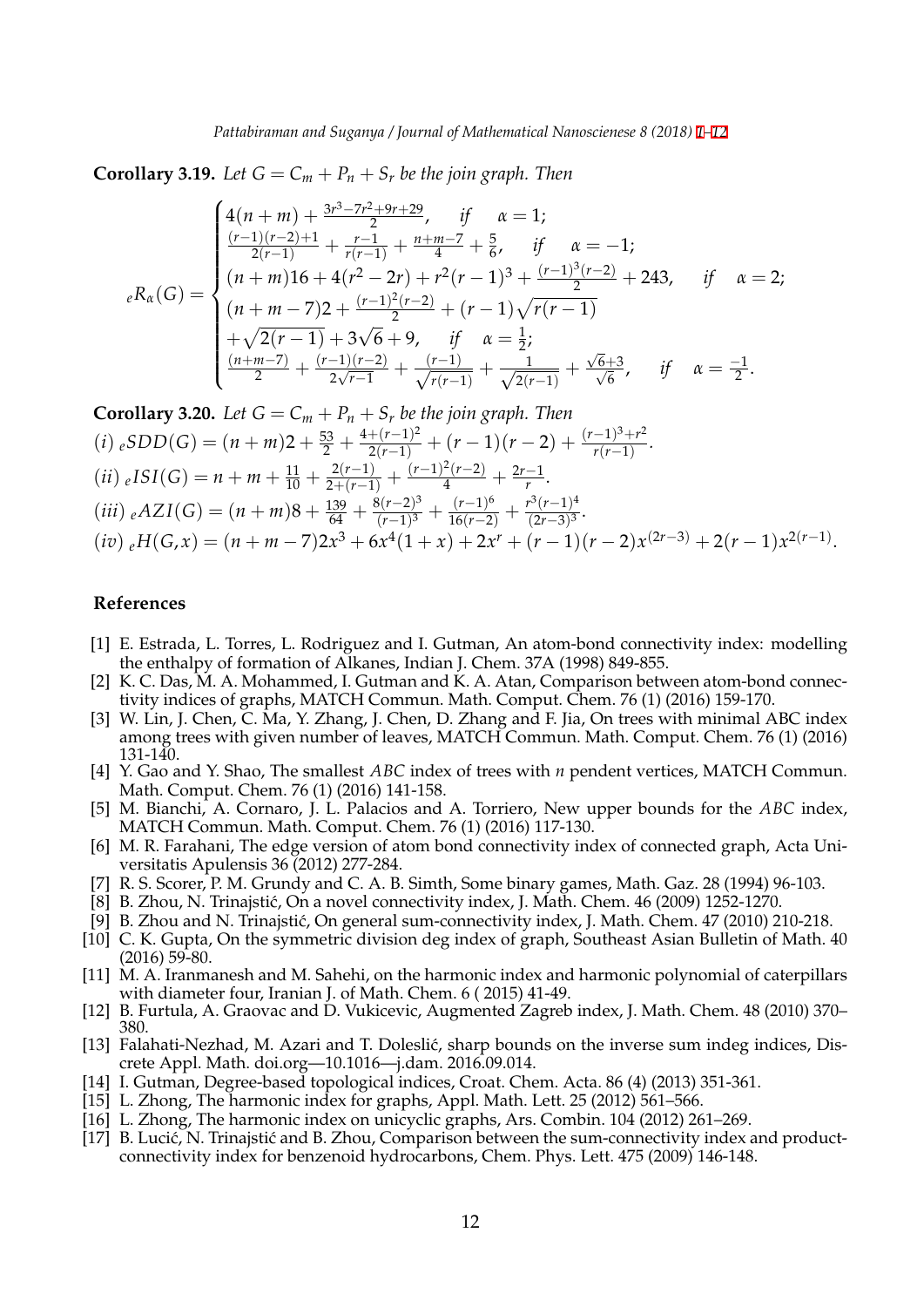**Corollary 3.19.** *Let $G = C_m + P_n + S_r$ be the join graph. Then*

$$
{}_eR_\alpha(G) = \begin{cases} 4(n+m) + \frac{3r^3-7r^2+9r+29}{2}, & if \quad \alpha = 1; \\ \frac{(r-1)(r-2)+1}{2(r-1)} + \frac{r-1}{r(r-1)} + \frac{n+m-7}{4} + \frac{5}{6}, & if \quad \alpha = -1; \\ (n+m)16 + 4(r^2-2r) + r^2(r-1)^3 + \frac{(r-1)^3(r-2)}{2} + 243, & if \quad \alpha = 2; \\ (n+m-7)2 + \frac{(r-1)^2(r-2)}{2} + (r-1)\sqrt{r(r-1)} & \\ + \sqrt{2(r-1)} + 3\sqrt{6} + 9, & if \quad \alpha = \frac{1}{2}; \\ \frac{(n+m-7)}{2} + \frac{(r-1)(r-2)}{2\sqrt{r-1}} + \frac{(r-1)}{\sqrt{r(r-1)}} + \frac{1}{\sqrt{2(r-1)}} + \frac{\sqrt{6}+3}{\sqrt{6}}, & if \quad \alpha = \frac{-1}{2}. \end{cases}
$$

**Corollary 3.20.** *Let $G = C_m + P_n + S_r$ be the join graph. Then*

$(i)$ ${}_eSDD(G) = (n+m)2 + \frac{53}{2} + \frac{4+(r-1)^2}{2(r-1)} + (r-1)(r-2) + \frac{(r-1)^3+r^2}{r(r-1)}$.

$(ii)$ ${}_eISI(G) = n + m + \frac{11}{10} + \frac{2(r-1)}{2+(r-1)} + \frac{(r-1)^2(r-2)}{4} + \frac{2r-1}{r}$.

$(iii)$ ${}_eAZI(G) = (n+m)8 + \frac{139}{64} + \frac{8(r-2)^3}{(r-1)^3} + \frac{(r-1)^6}{16(r-2)} + \frac{r^3(r-1)^4}{(2r-3)^3}$.

$(iv)$ ${}_eH(G,x) = (n+m-7)2x^3 + 6x^4(1+x) + 2x^r + (r-1)(r-2)x^{(2r-3)} + 2(r-1)x^{2(r-1)}$.

## References

[1] E. Estrada, L. Torres, L. Rodriguez and I. Gutman, An atom-bond connectivity index: modelling the enthalpy of formation of Alkanes, Indian J. Chem. 37A (1998) 849-855.

[2] K. C. Das, M. A. Mohammed, I. Gutman and K. A. Atan, Comparison between atom-bond connectivity indices of graphs, MATCH Commun. Math. Comput. Chem. 76 (1) (2016) 159-170.

[3] W. Lin, J. Chen, C. Ma, Y. Zhang, J. Chen, D. Zhang and F. Jia, On trees with minimal ABC index among trees with given number of leaves, MATCH Commun. Math. Comput. Chem. 76 (1) (2016) 131-140.

[4] Y. Gao and Y. Shao, The smallest *ABC* index of trees with *n* pendent vertices, MATCH Commun. Math. Comput. Chem. 76 (1) (2016) 141-158.

[5] M. Bianchi, A. Cornaro, J. L. Palacios and A. Torriero, New upper bounds for the *ABC* index, MATCH Commun. Math. Comput. Chem. 76 (1) (2016) 117-130.

[6] M. R. Farahani, The edge version of atom bond connectivity index of connected graph, Acta Universitatis Apulensis 36 (2012) 277-284.

[7] R. S. Scorer, P. M. Grundy and C. A. B. Simth, Some binary games, Math. Gaz. 28 (1994) 96-103.

[8] B. Zhou, N. Trinajstić, On a novel connectivity index, J. Math. Chem. 46 (2009) 1252-1270.

[9] B. Zhou and N. Trinajstić, On general sum-connectivity index, J. Math. Chem. 47 (2010) 210-218.

[10] C. K. Gupta, On the symmetric division deg index of graph, Southeast Asian Bulletin of Math. 40 (2016) 59-80.

[11] M. A. Iranmanesh and M. Sahehi, on the harmonic index and harmonic polynomial of caterpillars with diameter four, Iranian J. of Math. Chem. 6 ( 2015) 41-49.

[12] B. Furtula, A. Graovac and D. Vukicevic, Augmented Zagreb index, J. Math. Chem. 48 (2010) 370–380.

[13] Falahati-Nezhad, M. Azari and T. Doleslić, sharp bounds on the inverse sum indeg indices, Discrete Appl. Math. doi.org—10.1016—j.dam. 2016.09.014.

[14] I. Gutman, Degree-based topological indices, Croat. Chem. Acta. 86 (4) (2013) 351-361.

[15] L. Zhong, The harmonic index for graphs, Appl. Math. Lett. 25 (2012) 561–566.

[16] L. Zhong, The harmonic index on unicyclic graphs, Ars. Combin. 104 (2012) 261–269.

[17] B. Lucić, N. Trinajstić and B. Zhou, Comparison between the sum-connectivity index and product-connectivity index for benzenoid hydrocarbons, Chem. Phys. Lett. 475 (2009) 146-148.